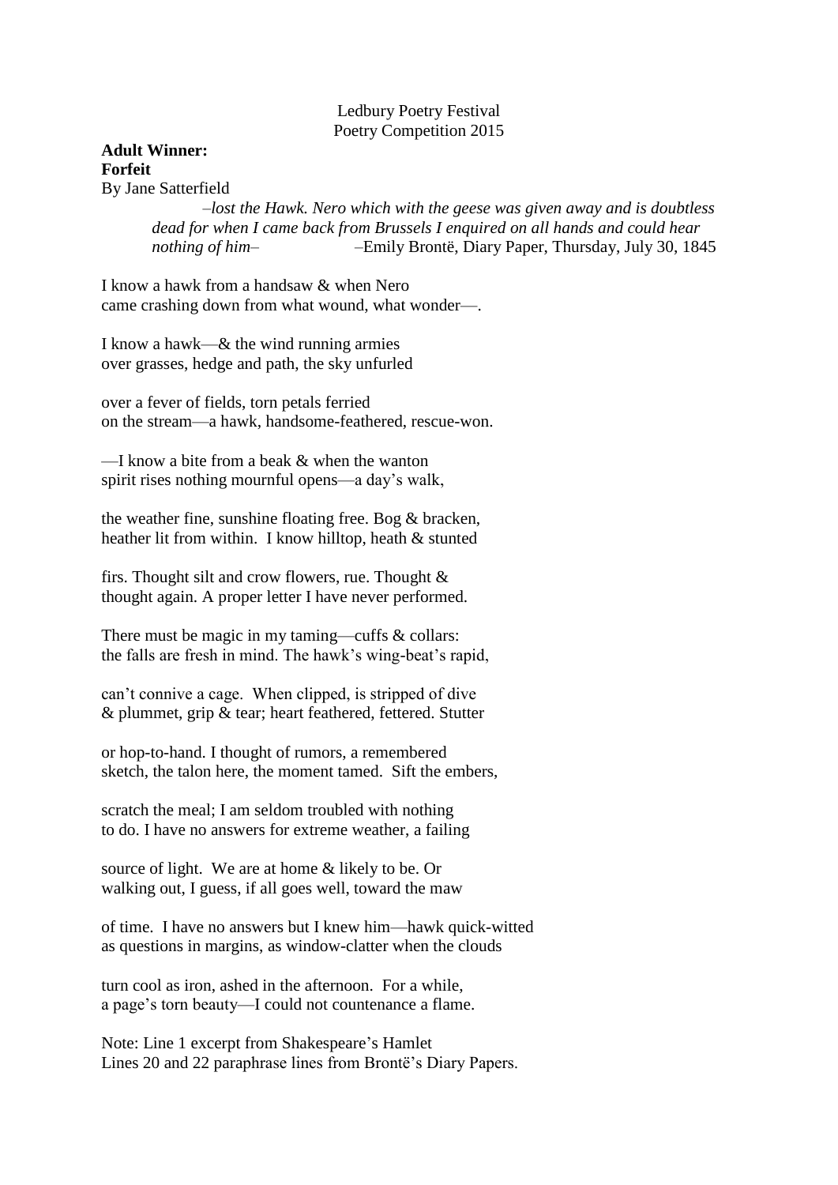Ledbury Poetry Festival
Poetry Competition 2015

**Adult Winner:**
**Forfeit**
By Jane Satterfield

> *–lost the Hawk. Nero which with the geese was given away and is doubtless dead for when I came back from Brussels I enquired on all hands and could hear nothing of him–* –Emily Brontë, Diary Paper, Thursday, July 30, 1845

I know a hawk from a handsaw & when Nero
came crashing down from what wound, what wonder—.

I know a hawk—& the wind running armies
over grasses, hedge and path, the sky unfurled

over a fever of fields, torn petals ferried
on the stream—a hawk, handsome-feathered, rescue-won.

—I know a bite from a beak & when the wanton
spirit rises nothing mournful opens—a day's walk,

the weather fine, sunshine floating free. Bog & bracken,
heather lit from within. I know hilltop, heath & stunted

firs. Thought silt and crow flowers, rue. Thought &
thought again. A proper letter I have never performed.

There must be magic in my taming—cuffs & collars:
the falls are fresh in mind. The hawk's wing-beat's rapid,

can't connive a cage. When clipped, is stripped of dive
& plummet, grip & tear; heart feathered, fettered. Stutter

or hop-to-hand. I thought of rumors, a remembered
sketch, the talon here, the moment tamed. Sift the embers,

scratch the meal; I am seldom troubled with nothing
to do. I have no answers for extreme weather, a failing

source of light. We are at home & likely to be. Or
walking out, I guess, if all goes well, toward the maw

of time. I have no answers but I knew him—hawk quick-witted
as questions in margins, as window-clatter when the clouds

turn cool as iron, ashed in the afternoon. For a while,
a page's torn beauty—I could not countenance a flame.

Note: Line 1 excerpt from Shakespeare's Hamlet
Lines 20 and 22 paraphrase lines from Brontë's Diary Papers.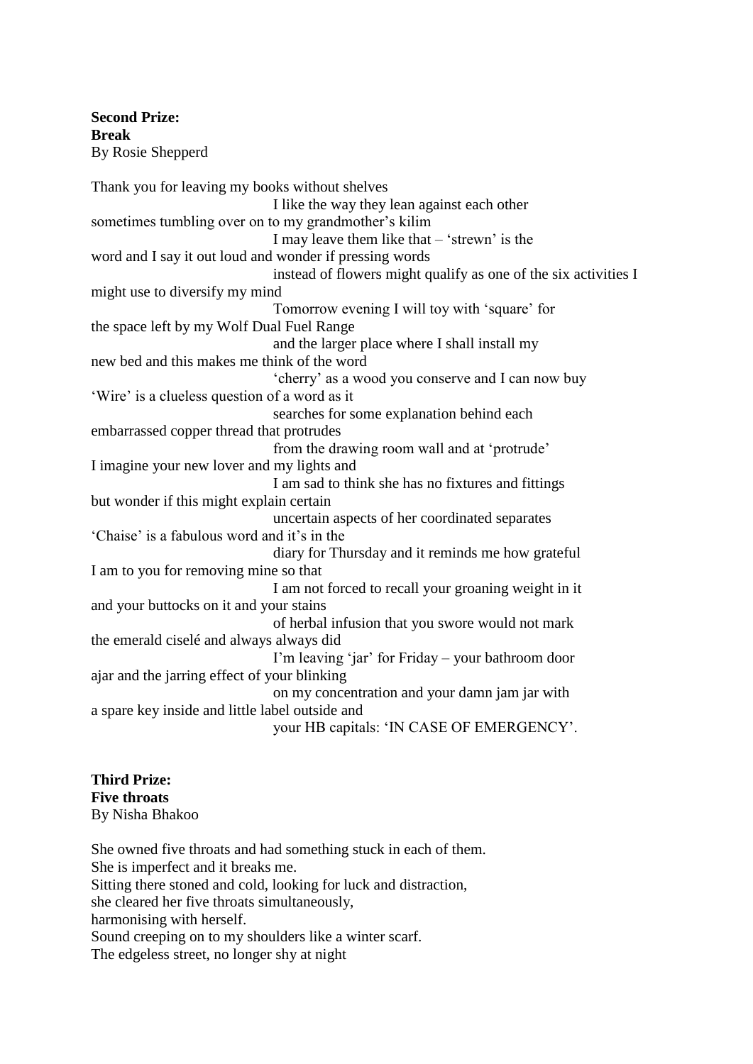**Second Prize:**
**Break**
By Rosie Shepperd

Thank you for leaving my books without shelves
I like the way they lean against each other
sometimes tumbling over on to my grandmother's kilim
I may leave them like that – 'strewn' is the
word and I say it out loud and wonder if pressing words
instead of flowers might qualify as one of the six activities I
might use to diversify my mind
Tomorrow evening I will toy with 'square' for
the space left by my Wolf Dual Fuel Range
and the larger place where I shall install my
new bed and this makes me think of the word
'cherry' as a wood you conserve and I can now buy
'Wire' is a clueless question of a word as it
searches for some explanation behind each
embarrassed copper thread that protrudes
from the drawing room wall and at 'protrude'
I imagine your new lover and my lights and
I am sad to think she has no fixtures and fittings
but wonder if this might explain certain
uncertain aspects of her coordinated separates
'Chaise' is a fabulous word and it's in the
diary for Thursday and it reminds me how grateful
I am to you for removing mine so that
I am not forced to recall your groaning weight in it
and your buttocks on it and your stains
of herbal infusion that you swore would not mark
the emerald ciselé and always always did
I'm leaving 'jar' for Friday – your bathroom door
ajar and the jarring effect of your blinking
on my concentration and your damn jam jar with
a spare key inside and little label outside and
your HB capitals: 'IN CASE OF EMERGENCY'.

**Third Prize:**
**Five throats**
By Nisha Bhakoo

She owned five throats and had something stuck in each of them.
She is imperfect and it breaks me.
Sitting there stoned and cold, looking for luck and distraction,
she cleared her five throats simultaneously,
harmonising with herself.
Sound creeping on to my shoulders like a winter scarf.
The edgeless street, no longer shy at night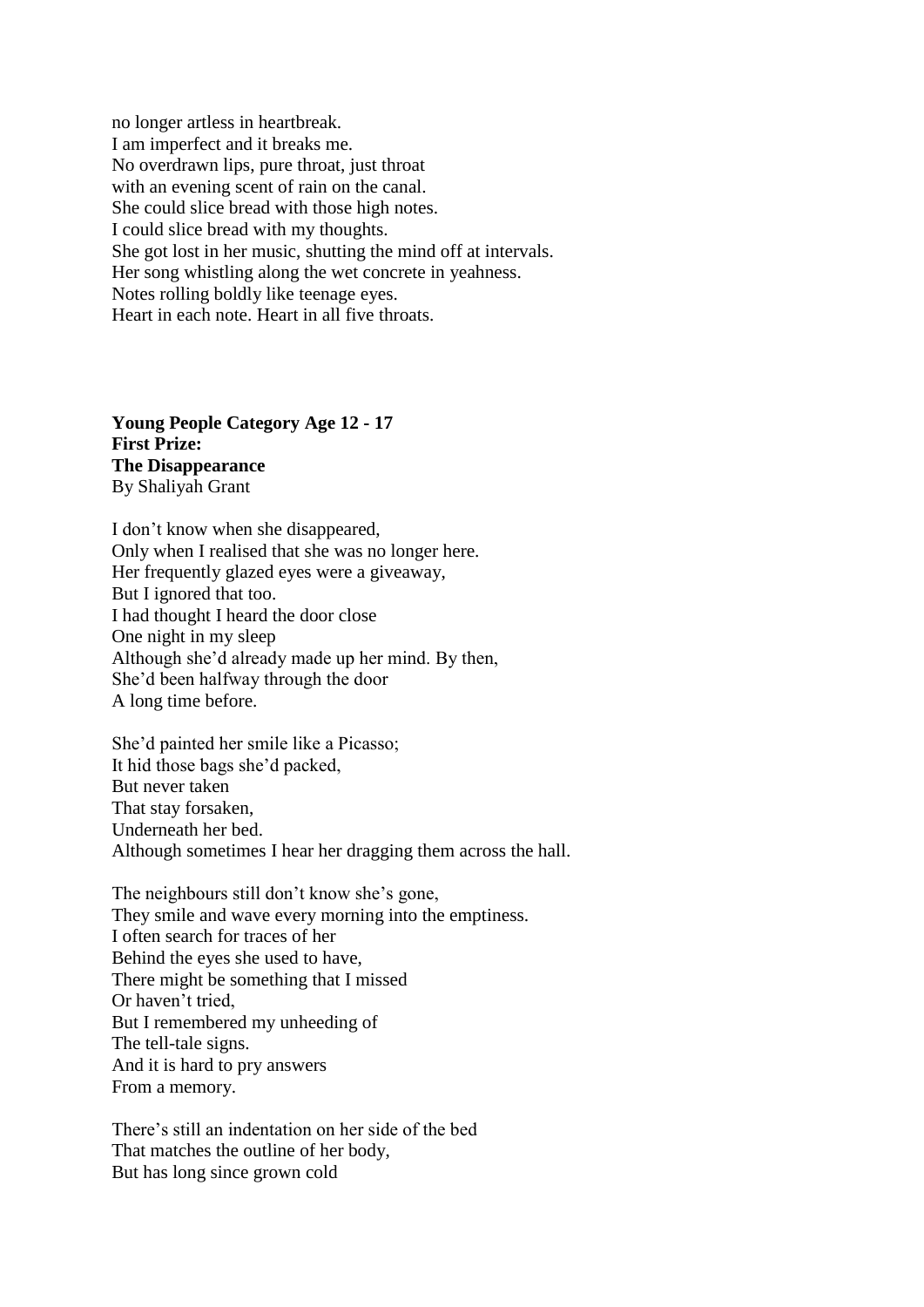no longer artless in heartbreak.  
I am imperfect and it breaks me.  
No overdrawn lips, pure throat, just throat  
with an evening scent of rain on the canal.  
She could slice bread with those high notes.  
I could slice bread with my thoughts.  
She got lost in her music, shutting the mind off at intervals.  
Her song whistling along the wet concrete in yeahness.  
Notes rolling boldly like teenage eyes.  
Heart in each note. Heart in all five throats.

**Young People Category Age 12 - 17**  
**First Prize:**  
**The Disappearance**  
By Shaliyah Grant

I don't know when she disappeared,  
Only when I realised that she was no longer here.  
Her frequently glazed eyes were a giveaway,  
But I ignored that too.  
I had thought I heard the door close  
One night in my sleep  
Although she'd already made up her mind. By then,  
She'd been halfway through the door  
A long time before.

She'd painted her smile like a Picasso;  
It hid those bags she'd packed,  
But never taken  
That stay forsaken,  
Underneath her bed.  
Although sometimes I hear her dragging them across the hall.

The neighbours still don't know she's gone,  
They smile and wave every morning into the emptiness.  
I often search for traces of her  
Behind the eyes she used to have,  
There might be something that I missed  
Or haven't tried,  
But I remembered my unheeding of  
The tell-tale signs.  
And it is hard to pry answers  
From a memory.

There's still an indentation on her side of the bed  
That matches the outline of her body,  
But has long since grown cold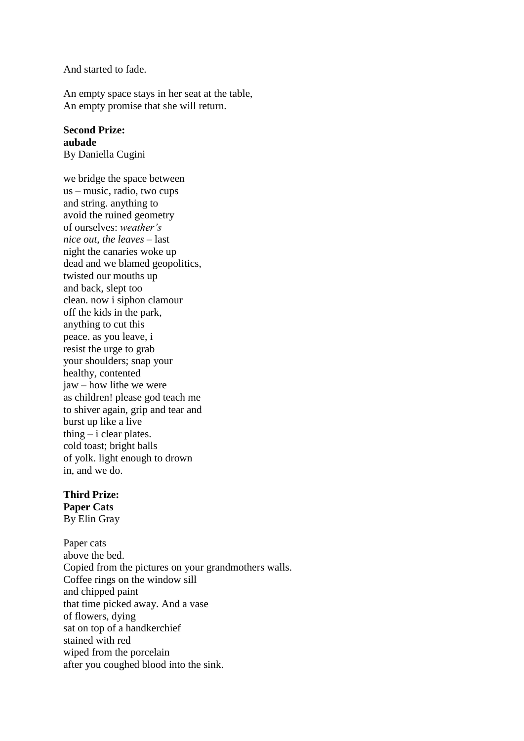And started to fade.

An empty space stays in her seat at the table,  
An empty promise that she will return.

**Second Prize:**  
**aubade**  
By Daniella Cugini

we bridge the space between  
us – music, radio, two cups  
and string. anything to  
avoid the ruined geometry  
of ourselves: *weather's*  
*nice out, the leaves* – last  
night the canaries woke up  
dead and we blamed geopolitics,  
twisted our mouths up  
and back, slept too  
clean. now i siphon clamour  
off the kids in the park,  
anything to cut this  
peace. as you leave, i  
resist the urge to grab  
your shoulders; snap your  
healthy, contented  
jaw – how lithe we were  
as children! please god teach me  
to shiver again, grip and tear and  
burst up like a live  
thing – i clear plates.  
cold toast; bright balls  
of yolk. light enough to drown  
in, and we do.

**Third Prize:**  
**Paper Cats**  
By Elin Gray

Paper cats  
above the bed.  
Copied from the pictures on your grandmothers walls.  
Coffee rings on the window sill  
and chipped paint  
that time picked away. And a vase  
of flowers, dying  
sat on top of a handkerchief  
stained with red  
wiped from the porcelain  
after you coughed blood into the sink.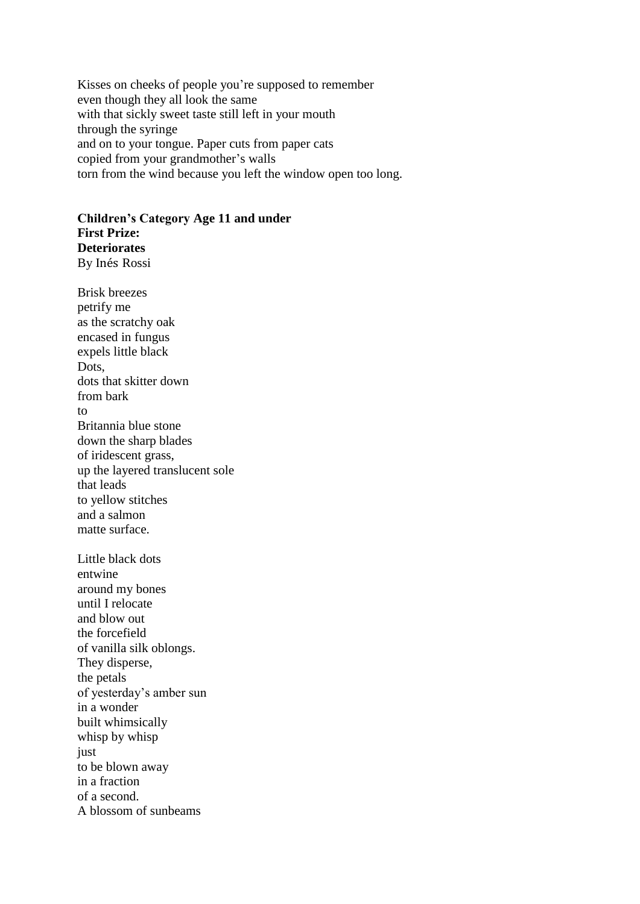Kisses on cheeks of people you're supposed to remember
even though they all look the same
with that sickly sweet taste still left in your mouth
through the syringe
and on to your tongue. Paper cuts from paper cats
copied from your grandmother's walls
torn from the wind because you left the window open too long.

**Children's Category Age 11 and under**
**First Prize:**
**Deteriorates**
By Inés Rossi

Brisk breezes
petrify me
as the scratchy oak
encased in fungus
expels little black
Dots,
dots that skitter down
from bark
to
Britannia blue stone
down the sharp blades
of iridescent grass,
up the layered translucent sole
that leads
to yellow stitches
and a salmon
matte surface.

Little black dots
entwine
around my bones
until I relocate
and blow out
the forcefield
of vanilla silk oblongs.
They disperse,
the petals
of yesterday's amber sun
in a wonder
built whimsically
whisp by whisp
just
to be blown away
in a fraction
of a second.
A blossom of sunbeams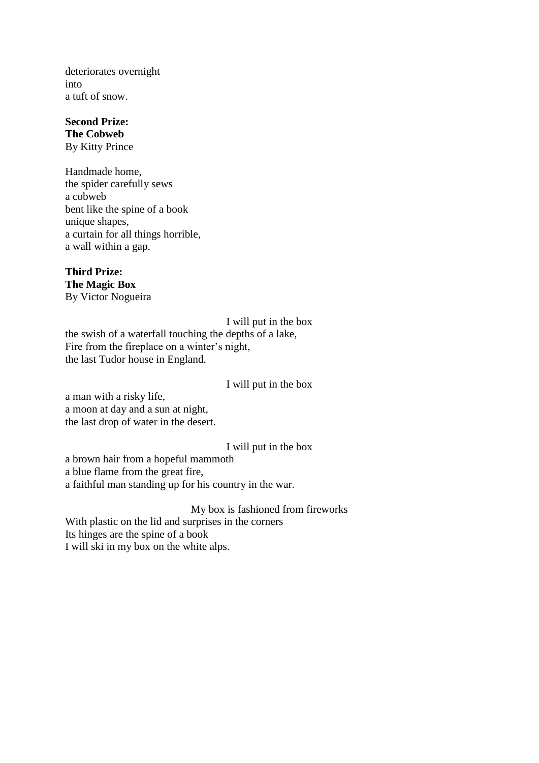deteriorates overnight
into
a tuft of snow.

**Second Prize:**
**The Cobweb**
By Kitty Prince

Handmade home,
the spider carefully sews
a cobweb
bent like the spine of a book
unique shapes,
a curtain for all things horrible,
a wall within a gap.

**Third Prize:**
**The Magic Box**
By Victor Nogueira

I will put in the box
the swish of a waterfall touching the depths of a lake,
Fire from the fireplace on a winter's night,
the last Tudor house in England.

I will put in the box
a man with a risky life,
a moon at day and a sun at night,
the last drop of water in the desert.

I will put in the box
a brown hair from a hopeful mammoth
a blue flame from the great fire,
a faithful man standing up for his country in the war.

My box is fashioned from fireworks
With plastic on the lid and surprises in the corners
Its hinges are the spine of a book
I will ski in my box on the white alps.